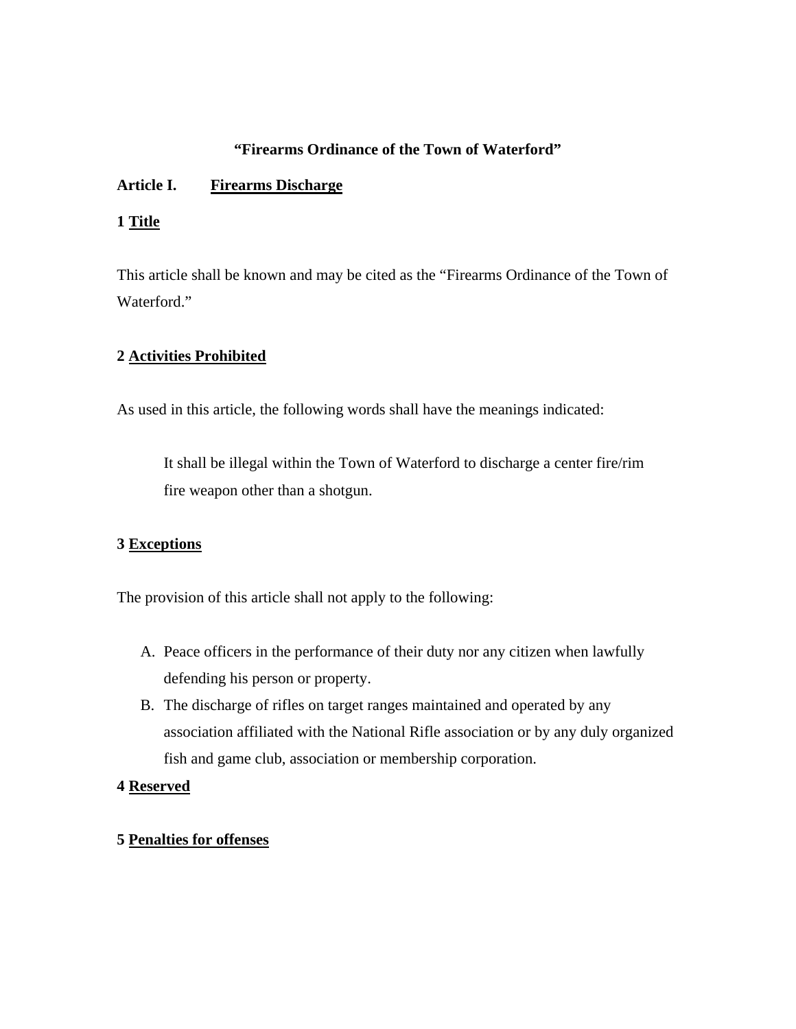**"Firearms Ordinance of the Town of Waterford"**

## Article I. Firearms Discharge

### 1 Title

This article shall be known and may be cited as the "Firearms Ordinance of the Town of Waterford."

### 2 Activities Prohibited

As used in this article, the following words shall have the meanings indicated:

> It shall be illegal within the Town of Waterford to discharge a center fire/rim fire weapon other than a shotgun.

### 3 Exceptions

The provision of this article shall not apply to the following:

A. Peace officers in the performance of their duty nor any citizen when lawfully defending his person or property.
B. The discharge of rifles on target ranges maintained and operated by any association affiliated with the National Rifle association or by any duly organized fish and game club, association or membership corporation.

### 4 Reserved

### 5 Penalties for offenses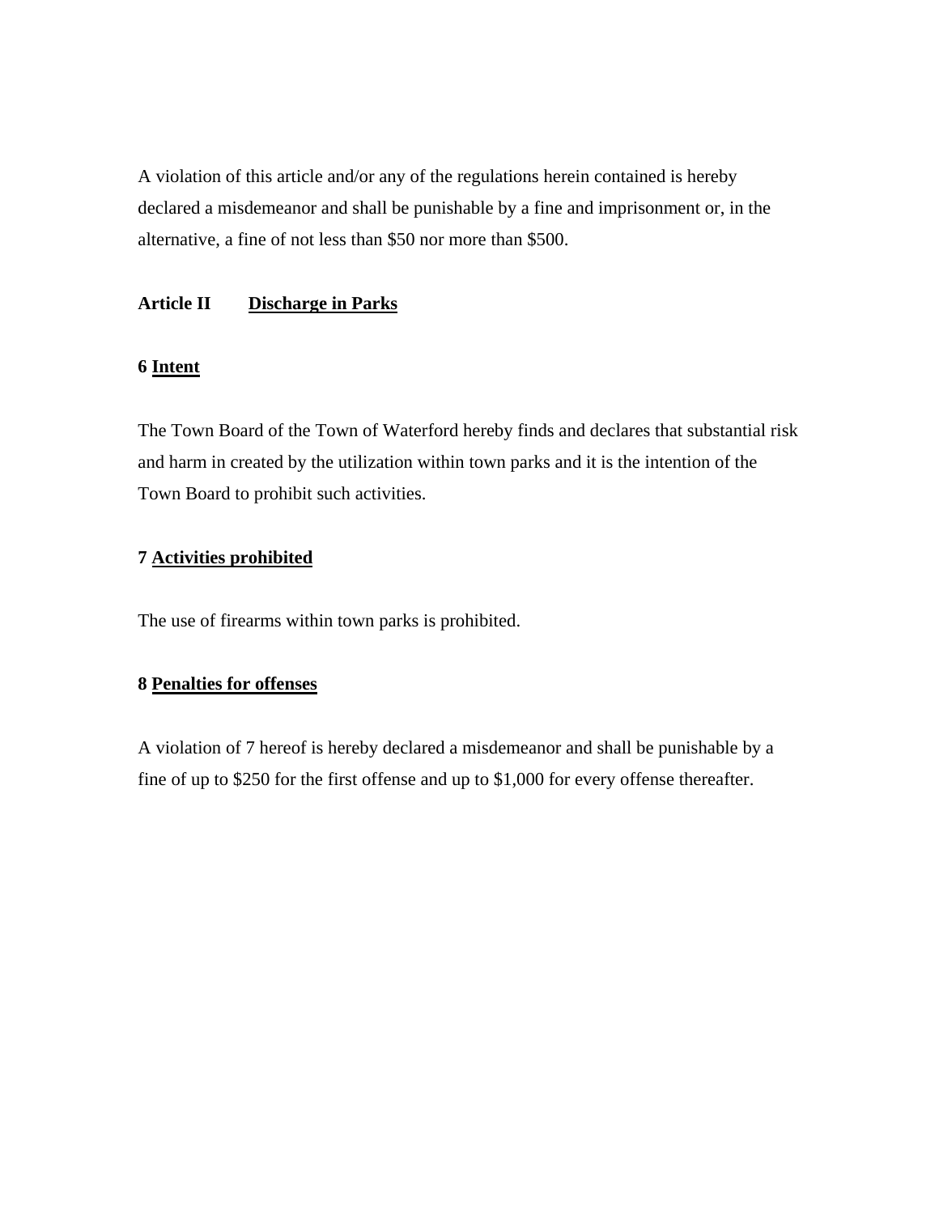A violation of this article and/or any of the regulations herein contained is hereby declared a misdemeanor and shall be punishable by a fine and imprisonment or, in the alternative, a fine of not less than $50 nor more than $500.

## Article II **Discharge in Parks**

### 6 Intent

The Town Board of the Town of Waterford hereby finds and declares that substantial risk and harm in created by the utilization within town parks and it is the intention of the Town Board to prohibit such activities.

### 7 Activities prohibited

The use of firearms within town parks is prohibited.

### 8 Penalties for offenses

A violation of 7 hereof is hereby declared a misdemeanor and shall be punishable by a fine of up to $250 for the first offense and up to $1,000 for every offense thereafter.